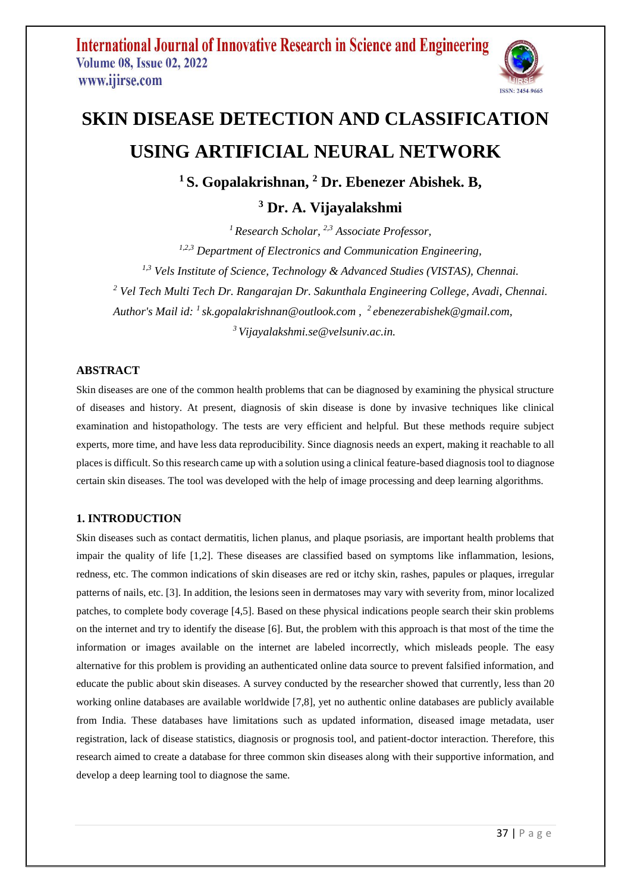# SKIN DISEASE DETECTION AND CLASSIFICATION USING ARTIFICIAL NEURAL NETWORK

**[1] S. Gopalakrishnan, [2] Dr. Ebenezer Abishek. B,**

**[3] Dr. A. Vijayalakshmi**

*[1] Research Scholar, [2,3] Associate Professor,*

*[1,2,3] Department of Electronics and Communication Engineering,*

*[1,3] Vels Institute of Science, Technology & Advanced Studies (VISTAS), Chennai.*

*[2] Vel Tech Multi Tech Dr. Rangarajan Dr. Sakunthala Engineering College, Avadi, Chennai.*

*Author's Mail id: [1] sk.gopalakrishnan@outlook.com , [2] ebenezerabishek@gmail.com,*

*[3] Vijayalakshmi.se@velsuniv.ac.in.*

## ABSTRACT

Skin diseases are one of the common health problems that can be diagnosed by examining the physical structure of diseases and history. At present, diagnosis of skin disease is done by invasive techniques like clinical examination and histopathology. The tests are very efficient and helpful. But these methods require subject experts, more time, and have less data reproducibility. Since diagnosis needs an expert, making it reachable to all places is difficult. So this research came up with a solution using a clinical feature-based diagnosis tool to diagnose certain skin diseases. The tool was developed with the help of image processing and deep learning algorithms.

## 1. INTRODUCTION

Skin diseases such as contact dermatitis, lichen planus, and plaque psoriasis, are important health problems that impair the quality of life [1,2]. These diseases are classified based on symptoms like inflammation, lesions, redness, etc. The common indications of skin diseases are red or itchy skin, rashes, papules or plaques, irregular patterns of nails, etc. [3]. In addition, the lesions seen in dermatoses may vary with severity from, minor localized patches, to complete body coverage [4,5]. Based on these physical indications people search their skin problems on the internet and try to identify the disease [6]. But, the problem with this approach is that most of the time the information or images available on the internet are labeled incorrectly, which misleads people. The easy alternative for this problem is providing an authenticated online data source to prevent falsified information, and educate the public about skin diseases. A survey conducted by the researcher showed that currently, less than 20 working online databases are available worldwide [7,8], yet no authentic online databases are publicly available from India. These databases have limitations such as updated information, diseased image metadata, user registration, lack of disease statistics, diagnosis or prognosis tool, and patient-doctor interaction. Therefore, this research aimed to create a database for three common skin diseases along with their supportive information, and develop a deep learning tool to diagnose the same.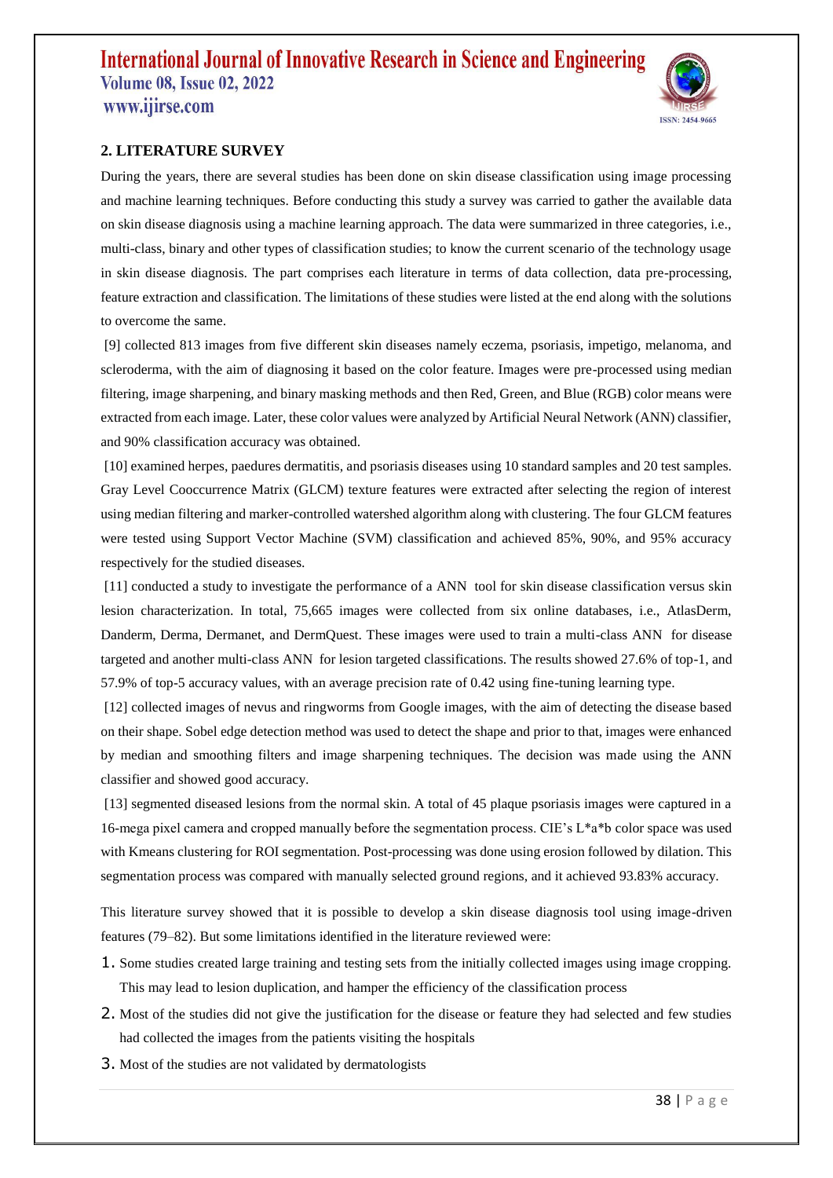## 2. LITERATURE SURVEY

During the years, there are several studies has been done on skin disease classification using image processing and machine learning techniques. Before conducting this study a survey was carried to gather the available data on skin disease diagnosis using a machine learning approach. The data were summarized in three categories, i.e., multi-class, binary and other types of classification studies; to know the current scenario of the technology usage in skin disease diagnosis. The part comprises each literature in terms of data collection, data pre-processing, feature extraction and classification. The limitations of these studies were listed at the end along with the solutions to overcome the same.

[9] collected 813 images from five different skin diseases namely eczema, psoriasis, impetigo, melanoma, and scleroderma, with the aim of diagnosing it based on the color feature. Images were pre-processed using median filtering, image sharpening, and binary masking methods and then Red, Green, and Blue (RGB) color means were extracted from each image. Later, these color values were analyzed by Artificial Neural Network (ANN) classifier, and 90% classification accuracy was obtained.

[10] examined herpes, paedures dermatitis, and psoriasis diseases using 10 standard samples and 20 test samples. Gray Level Cooccurrence Matrix (GLCM) texture features were extracted after selecting the region of interest using median filtering and marker-controlled watershed algorithm along with clustering. The four GLCM features were tested using Support Vector Machine (SVM) classification and achieved 85%, 90%, and 95% accuracy respectively for the studied diseases.

[11] conducted a study to investigate the performance of a ANN tool for skin disease classification versus skin lesion characterization. In total, 75,665 images were collected from six online databases, i.e., AtlasDerm, Danderm, Derma, Dermanet, and DermQuest. These images were used to train a multi-class ANN for disease targeted and another multi-class ANN for lesion targeted classifications. The results showed 27.6% of top-1, and 57.9% of top-5 accuracy values, with an average precision rate of 0.42 using fine-tuning learning type.

[12] collected images of nevus and ringworms from Google images, with the aim of detecting the disease based on their shape. Sobel edge detection method was used to detect the shape and prior to that, images were enhanced by median and smoothing filters and image sharpening techniques. The decision was made using the ANN classifier and showed good accuracy.

[13] segmented diseased lesions from the normal skin. A total of 45 plaque psoriasis images were captured in a 16-mega pixel camera and cropped manually before the segmentation process. CIE's L*a*b color space was used with Kmeans clustering for ROI segmentation. Post-processing was done using erosion followed by dilation. This segmentation process was compared with manually selected ground regions, and it achieved 93.83% accuracy.

This literature survey showed that it is possible to develop a skin disease diagnosis tool using image-driven features (79–82). But some limitations identified in the literature reviewed were:

1. Some studies created large training and testing sets from the initially collected images using image cropping. This may lead to lesion duplication, and hamper the efficiency of the classification process
2. Most of the studies did not give the justification for the disease or feature they had selected and few studies had collected the images from the patients visiting the hospitals
3. Most of the studies are not validated by dermatologists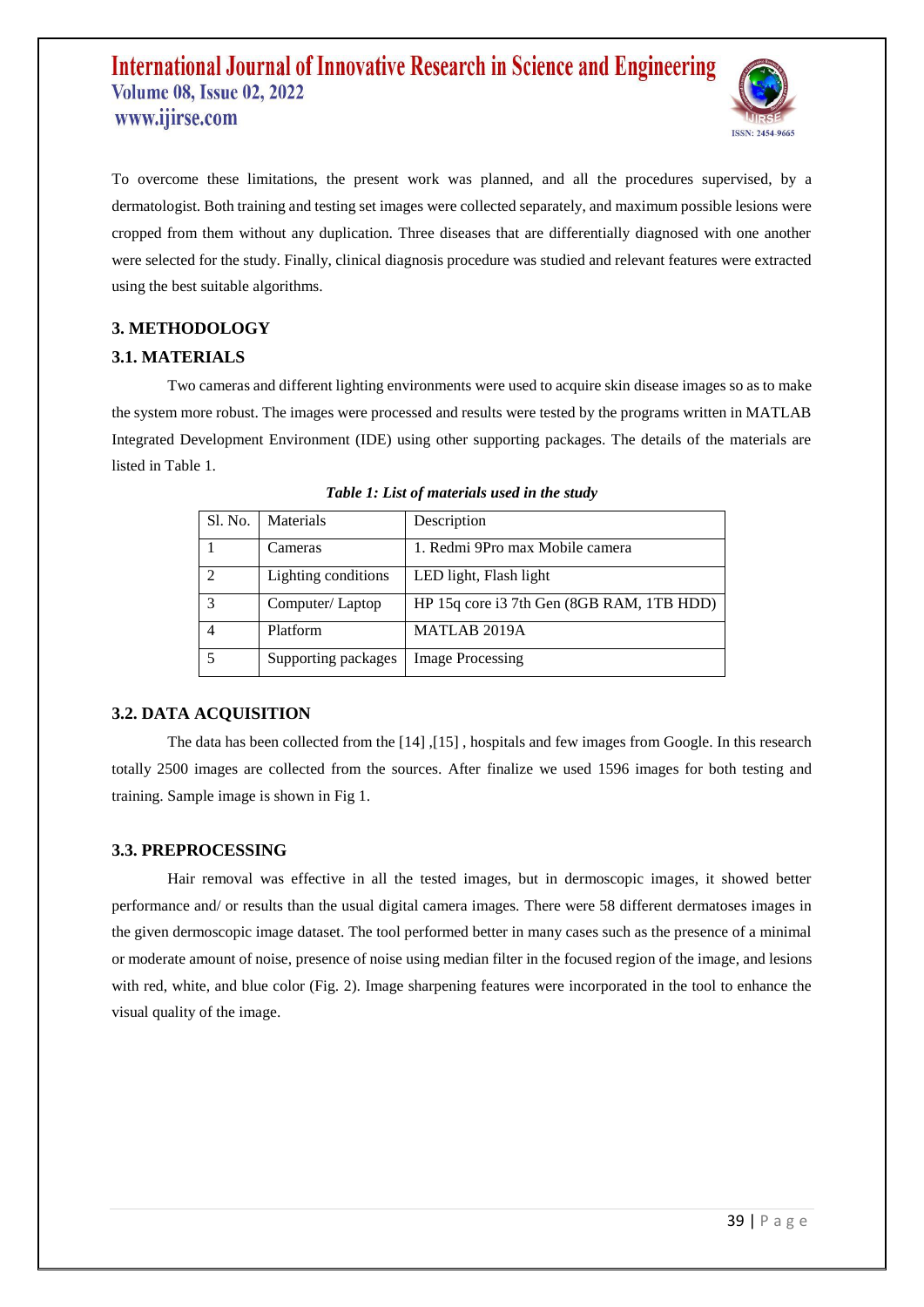To overcome these limitations, the present work was planned, and all the procedures supervised, by a dermatologist. Both training and testing set images were collected separately, and maximum possible lesions were cropped from them without any duplication. Three diseases that are differentially diagnosed with one another were selected for the study. Finally, clinical diagnosis procedure was studied and relevant features were extracted using the best suitable algorithms.

## 3. METHODOLOGY

### 3.1. MATERIALS

Two cameras and different lighting environments were used to acquire skin disease images so as to make the system more robust. The images were processed and results were tested by the programs written in MATLAB Integrated Development Environment (IDE) using other supporting packages. The details of the materials are listed in Table 1.

***Table 1: List of materials used in the study***

| Sl. No. | Materials | Description |
|---|---|---|
| 1 | Cameras | 1. Redmi 9Pro max Mobile camera |
| 2 | Lighting conditions | LED light, Flash light |
| 3 | Computer/ Laptop | HP 15q core i3 7th Gen (8GB RAM, 1TB HDD) |
| 4 | Platform | MATLAB 2019A |
| 5 | Supporting packages | Image Processing |

### 3.2. DATA ACQUISITION

The data has been collected from the [14] ,[15] , hospitals and few images from Google. In this research totally 2500 images are collected from the sources. After finalize we used 1596 images for both testing and training. Sample image is shown in Fig 1.

### 3.3. PREPROCESSING

Hair removal was effective in all the tested images, but in dermoscopic images, it showed better performance and/ or results than the usual digital camera images. There were 58 different dermatoses images in the given dermoscopic image dataset. The tool performed better in many cases such as the presence of a minimal or moderate amount of noise, presence of noise using median filter in the focused region of the image, and lesions with red, white, and blue color (Fig. 2). Image sharpening features were incorporated in the tool to enhance the visual quality of the image.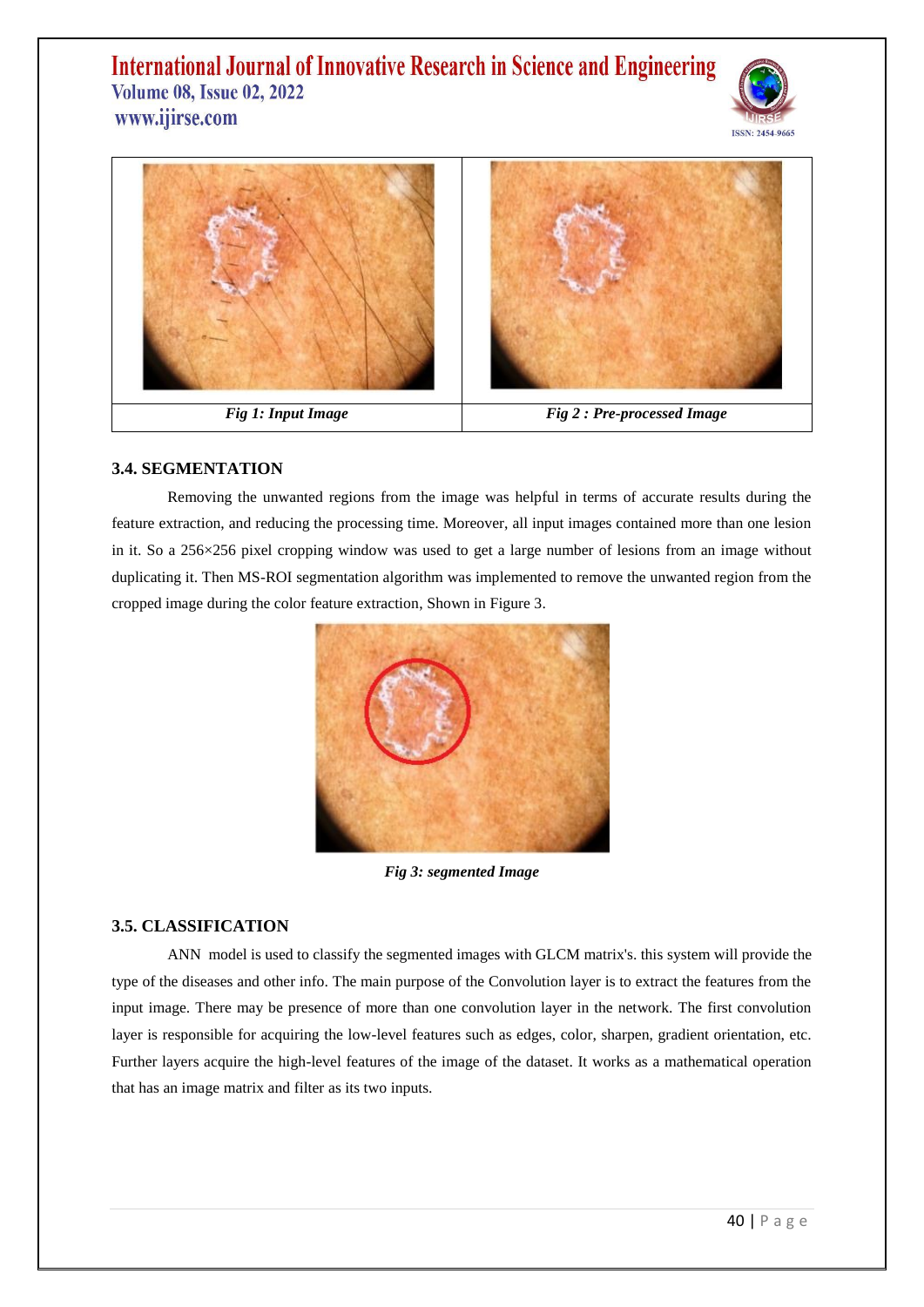| Fig 1: Input Image | Fig 2 : Pre-processed Image |
|---|---|

### 3.4. SEGMENTATION

Removing the unwanted regions from the image was helpful in terms of accurate results during the feature extraction, and reducing the processing time. Moreover, all input images contained more than one lesion in it. So a 256×256 pixel cropping window was used to get a large number of lesions from an image without duplicating it. Then MS-ROI segmentation algorithm was implemented to remove the unwanted region from the cropped image during the color feature extraction, Shown in Figure 3.

*Fig 3: segmented Image*

### 3.5. CLASSIFICATION

ANN model is used to classify the segmented images with GLCM matrix's. this system will provide the type of the diseases and other info. The main purpose of the Convolution layer is to extract the features from the input image. There may be presence of more than one convolution layer in the network. The first convolution layer is responsible for acquiring the low-level features such as edges, color, sharpen, gradient orientation, etc. Further layers acquire the high-level features of the image of the dataset. It works as a mathematical operation that has an image matrix and filter as its two inputs.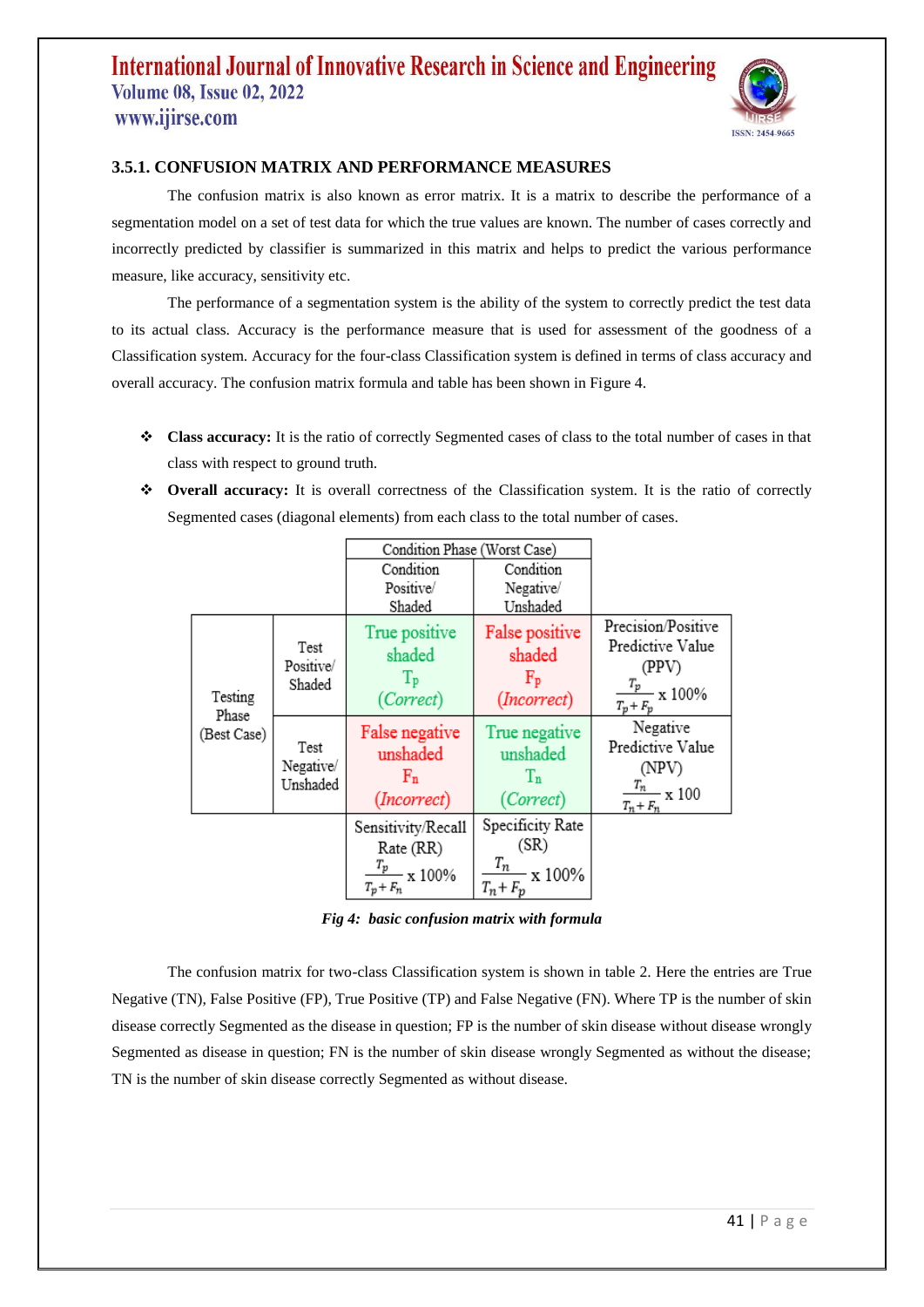### 3.5.1. CONFUSION MATRIX AND PERFORMANCE MEASURES

The confusion matrix is also known as error matrix. It is a matrix to describe the performance of a segmentation model on a set of test data for which the true values are known. The number of cases correctly and incorrectly predicted by classifier is summarized in this matrix and helps to predict the various performance measure, like accuracy, sensitivity etc.

The performance of a segmentation system is the ability of the system to correctly predict the test data to its actual class. Accuracy is the performance measure that is used for assessment of the goodness of a Classification system. Accuracy for the four-class Classification system is defined in terms of class accuracy and overall accuracy. The confusion matrix formula and table has been shown in Figure 4.

- **Class accuracy:** It is the ratio of correctly Segmented cases of class to the total number of cases in that class with respect to ground truth.
- **Overall accuracy:** It is overall correctness of the Classification system. It is the ratio of correctly Segmented cases (diagonal elements) from each class to the total number of cases.

| | | Condition Phase (Worst Case) | | |
|---|---|---|---|---|
| | | Condition Positive/ Shaded | Condition Negative/ Unshaded | |
| Testing Phase (Best Case) | Test Positive/ Shaded | True positive shaded $T_p$ (Correct) | False positive shaded $F_p$ (Incorrect) | Precision/Positive Predictive Value (PPV) $\frac{T_p}{T_p+F_p}$ x 100% |
| | Test Negative/ Unshaded | False negative unshaded $F_n$ (Incorrect) | True negative unshaded $T_n$ (Correct) | Negative Predictive Value (NPV) $\frac{T_n}{T_n+F_n}$ x 100 |
| | | Sensitivity/Recall Rate (RR) $\frac{T_p}{T_p+F_n}$ x 100% | Specificity Rate (SR) $\frac{T_n}{T_n+F_p}$ x 100% | |

*Fig 4: basic confusion matrix with formula*

The confusion matrix for two-class Classification system is shown in table 2. Here the entries are True Negative (TN), False Positive (FP), True Positive (TP) and False Negative (FN). Where TP is the number of skin disease correctly Segmented as the disease in question; FP is the number of skin disease without disease wrongly Segmented as disease in question; FN is the number of skin disease wrongly Segmented as without the disease; TN is the number of skin disease correctly Segmented as without disease.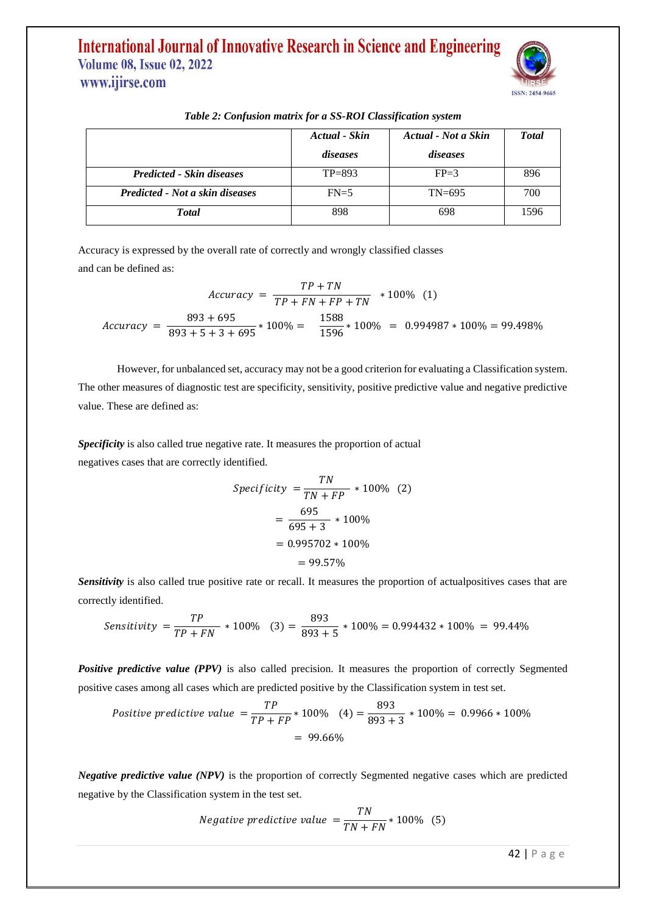*Table 2: Confusion matrix for a SS-ROI Classification system*

| | ***Actual - Skin diseases*** | ***Actual - Not a Skin diseases*** | ***Total*** |
|---|---|---|---|
| ***Predicted - Skin diseases*** | TP=893 | FP=3 | 896 |
| ***Predicted - Not a skin diseases*** | FN=5 | TN=695 | 700 |
| ***Total*** | 898 | 698 | 1596 |

Accuracy is expressed by the overall rate of correctly and wrongly classified classes and can be defined as:

$$Accuracy = \frac{TP + TN}{TP + FN + FP + TN} * 100\% \quad (1)$$

$$Accuracy = \frac{893 + 695}{893 + 5 + 3 + 695} * 100\% = \frac{1588}{1596} * 100\% = 0.994987 * 100\% = 99.498\%$$

However, for unbalanced set, accuracy may not be a good criterion for evaluating a Classification system. The other measures of diagnostic test are specificity, sensitivity, positive predictive value and negative predictive value. These are defined as:

***Specificity*** is also called true negative rate. It measures the proportion of actual negatives cases that are correctly identified.

$$Specificity = \frac{TN}{TN + FP} * 100\% \quad (2)$$

$$= \frac{695}{695 + 3} * 100\%$$

$$= 0.995702 * 100\%$$

$$= 99.57\%$$

***Sensitivity*** is also called true positive rate or recall. It measures the proportion of actualpositives cases that are correctly identified.

$$Sensitivity = \frac{TP}{TP + FN} * 100\% \quad (3) = \frac{893}{893 + 5} * 100\% = 0.994432 * 100\% = 99.44\%$$

***Positive predictive value (PPV)*** is also called precision. It measures the proportion of correctly Segmented positive cases among all cases which are predicted positive by the Classification system in test set.

$$Positive\ predictive\ value = \frac{TP}{TP + FP} * 100\% \quad (4) = \frac{893}{893 + 3} * 100\% = 0.9966 * 100\%$$

$$= 99.66\%$$

***Negative predictive value (NPV)*** is the proportion of correctly Segmented negative cases which are predicted negative by the Classification system in the test set.

$$Negative\ predictive\ value = \frac{TN}{TN + FN} * 100\% \quad (5)$$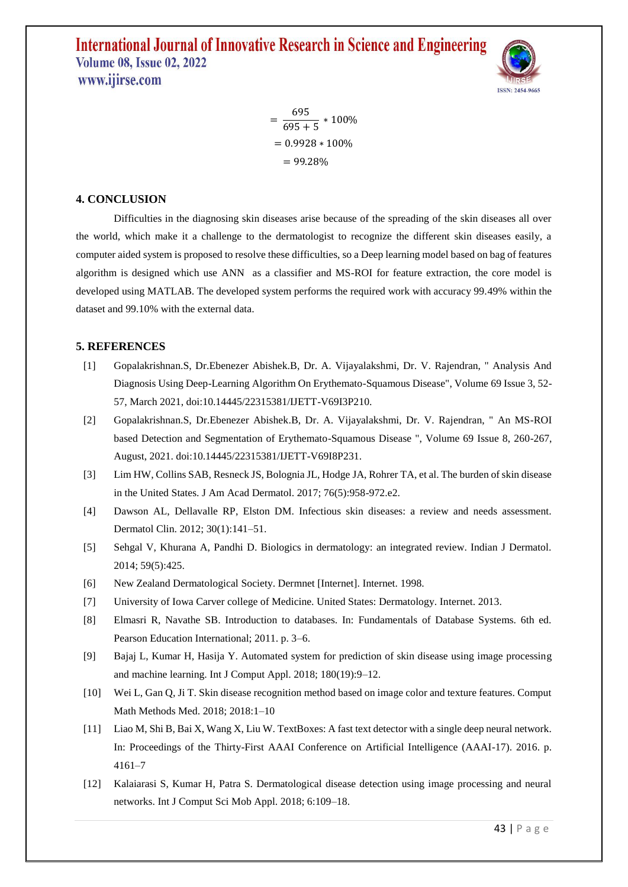$$= \frac{695}{695 + 5} * 100\%$$

$$= 0.9928 * 100\%$$

$$= 99.28\%$$

## 4. CONCLUSION

Difficulties in the diagnosing skin diseases arise because of the spreading of the skin diseases all over the world, which make it a challenge to the dermatologist to recognize the different skin diseases easily, a computer aided system is proposed to resolve these difficulties, so a Deep learning model based on bag of features algorithm is designed which use ANN as a classifier and MS-ROI for feature extraction, the core model is developed using MATLAB. The developed system performs the required work with accuracy 99.49% within the dataset and 99.10% with the external data.

## 5. REFERENCES

[1] Gopalakrishnan.S, Dr.Ebenezer Abishek.B, Dr. A. Vijayalakshmi, Dr. V. Rajendran, " Analysis And Diagnosis Using Deep-Learning Algorithm On Erythemato-Squamous Disease", Volume 69 Issue 3, 52-57, March 2021, doi:10.14445/22315381/IJETT-V69I3P210.

[2] Gopalakrishnan.S, Dr.Ebenezer Abishek.B, Dr. A. Vijayalakshmi, Dr. V. Rajendran, " An MS-ROI based Detection and Segmentation of Erythemato-Squamous Disease ", Volume 69 Issue 8, 260-267, August, 2021. doi:10.14445/22315381/IJETT-V69I8P231.

[3] Lim HW, Collins SAB, Resneck JS, Bolognia JL, Hodge JA, Rohrer TA, et al. The burden of skin disease in the United States. J Am Acad Dermatol. 2017; 76(5):958-972.e2.

[4] Dawson AL, Dellavalle RP, Elston DM. Infectious skin diseases: a review and needs assessment. Dermatol Clin. 2012; 30(1):141–51.

[5] Sehgal V, Khurana A, Pandhi D. Biologics in dermatology: an integrated review. Indian J Dermatol. 2014; 59(5):425.

[6] New Zealand Dermatological Society. Dermnet [Internet]. Internet. 1998.

[7] University of Iowa Carver college of Medicine. United States: Dermatology. Internet. 2013.

[8] Elmasri R, Navathe SB. Introduction to databases. In: Fundamentals of Database Systems. 6th ed. Pearson Education International; 2011. p. 3–6.

[9] Bajaj L, Kumar H, Hasija Y. Automated system for prediction of skin disease using image processing and machine learning. Int J Comput Appl. 2018; 180(19):9–12.

[10] Wei L, Gan Q, Ji T. Skin disease recognition method based on image color and texture features. Comput Math Methods Med. 2018; 2018:1–10

[11] Liao M, Shi B, Bai X, Wang X, Liu W. TextBoxes: A fast text detector with a single deep neural network. In: Proceedings of the Thirty-First AAAI Conference on Artificial Intelligence (AAAI-17). 2016. p. 4161–7

[12] Kalaiarasi S, Kumar H, Patra S. Dermatological disease detection using image processing and neural networks. Int J Comput Sci Mob Appl. 2018; 6:109–18.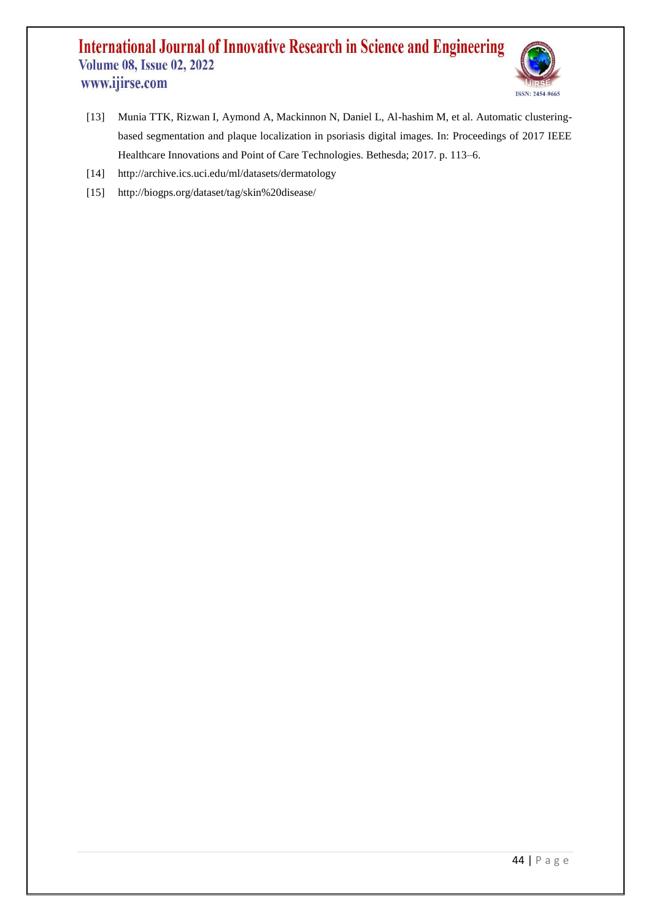[13] Munia TTK, Rizwan I, Aymond A, Mackinnon N, Daniel L, Al-hashim M, et al. Automatic clustering-based segmentation and plaque localization in psoriasis digital images. In: Proceedings of 2017 IEEE Healthcare Innovations and Point of Care Technologies. Bethesda; 2017. p. 113–6.

[14] http://archive.ics.uci.edu/ml/datasets/dermatology

[15] http://biogps.org/dataset/tag/skin%20disease/